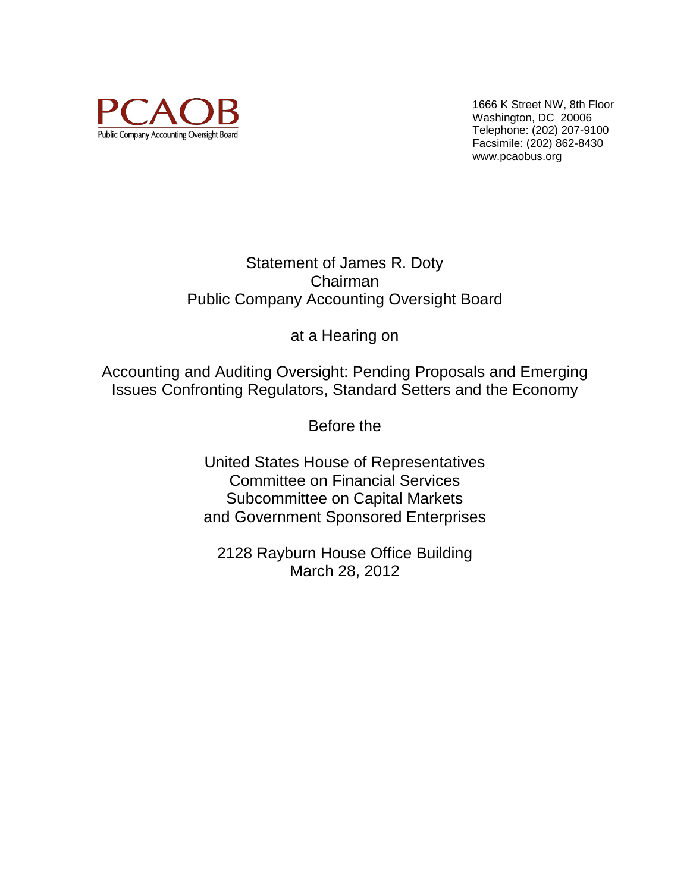PCAOB
Public Company Accounting Oversight Board

1666 K Street NW, 8th Floor
Washington, DC 20006
Telephone: (202) 207-9100
Facsimile: (202) 862-8430
www.pcaobus.org

Statement of James R. Doty
Chairman
Public Company Accounting Oversight Board

at a Hearing on

Accounting and Auditing Oversight: Pending Proposals and Emerging Issues Confronting Regulators, Standard Setters and the Economy

Before the

United States House of Representatives
Committee on Financial Services
Subcommittee on Capital Markets
and Government Sponsored Enterprises

2128 Rayburn House Office Building
March 28, 2012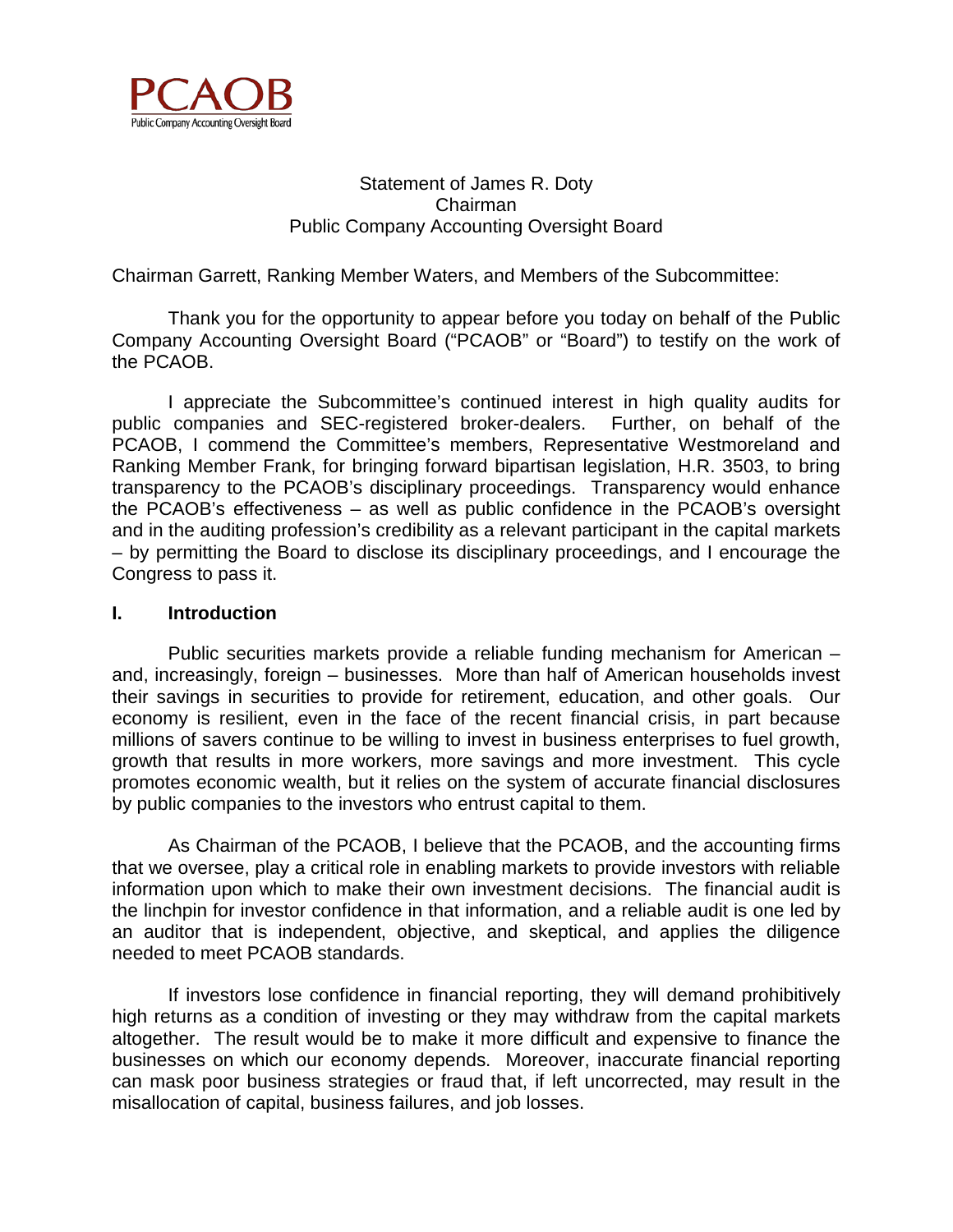Statement of James R. Doty
Chairman
Public Company Accounting Oversight Board

Chairman Garrett, Ranking Member Waters, and Members of the Subcommittee:

Thank you for the opportunity to appear before you today on behalf of the Public Company Accounting Oversight Board ("PCAOB" or "Board") to testify on the work of the PCAOB.

I appreciate the Subcommittee's continued interest in high quality audits for public companies and SEC-registered broker-dealers. Further, on behalf of the PCAOB, I commend the Committee's members, Representative Westmoreland and Ranking Member Frank, for bringing forward bipartisan legislation, H.R. 3503, to bring transparency to the PCAOB's disciplinary proceedings. Transparency would enhance the PCAOB's effectiveness – as well as public confidence in the PCAOB's oversight and in the auditing profession's credibility as a relevant participant in the capital markets – by permitting the Board to disclose its disciplinary proceedings, and I encourage the Congress to pass it.

## I. Introduction

Public securities markets provide a reliable funding mechanism for American – and, increasingly, foreign – businesses. More than half of American households invest their savings in securities to provide for retirement, education, and other goals. Our economy is resilient, even in the face of the recent financial crisis, in part because millions of savers continue to be willing to invest in business enterprises to fuel growth, growth that results in more workers, more savings and more investment. This cycle promotes economic wealth, but it relies on the system of accurate financial disclosures by public companies to the investors who entrust capital to them.

As Chairman of the PCAOB, I believe that the PCAOB, and the accounting firms that we oversee, play a critical role in enabling markets to provide investors with reliable information upon which to make their own investment decisions. The financial audit is the linchpin for investor confidence in that information, and a reliable audit is one led by an auditor that is independent, objective, and skeptical, and applies the diligence needed to meet PCAOB standards.

If investors lose confidence in financial reporting, they will demand prohibitively high returns as a condition of investing or they may withdraw from the capital markets altogether. The result would be to make it more difficult and expensive to finance the businesses on which our economy depends. Moreover, inaccurate financial reporting can mask poor business strategies or fraud that, if left uncorrected, may result in the misallocation of capital, business failures, and job losses.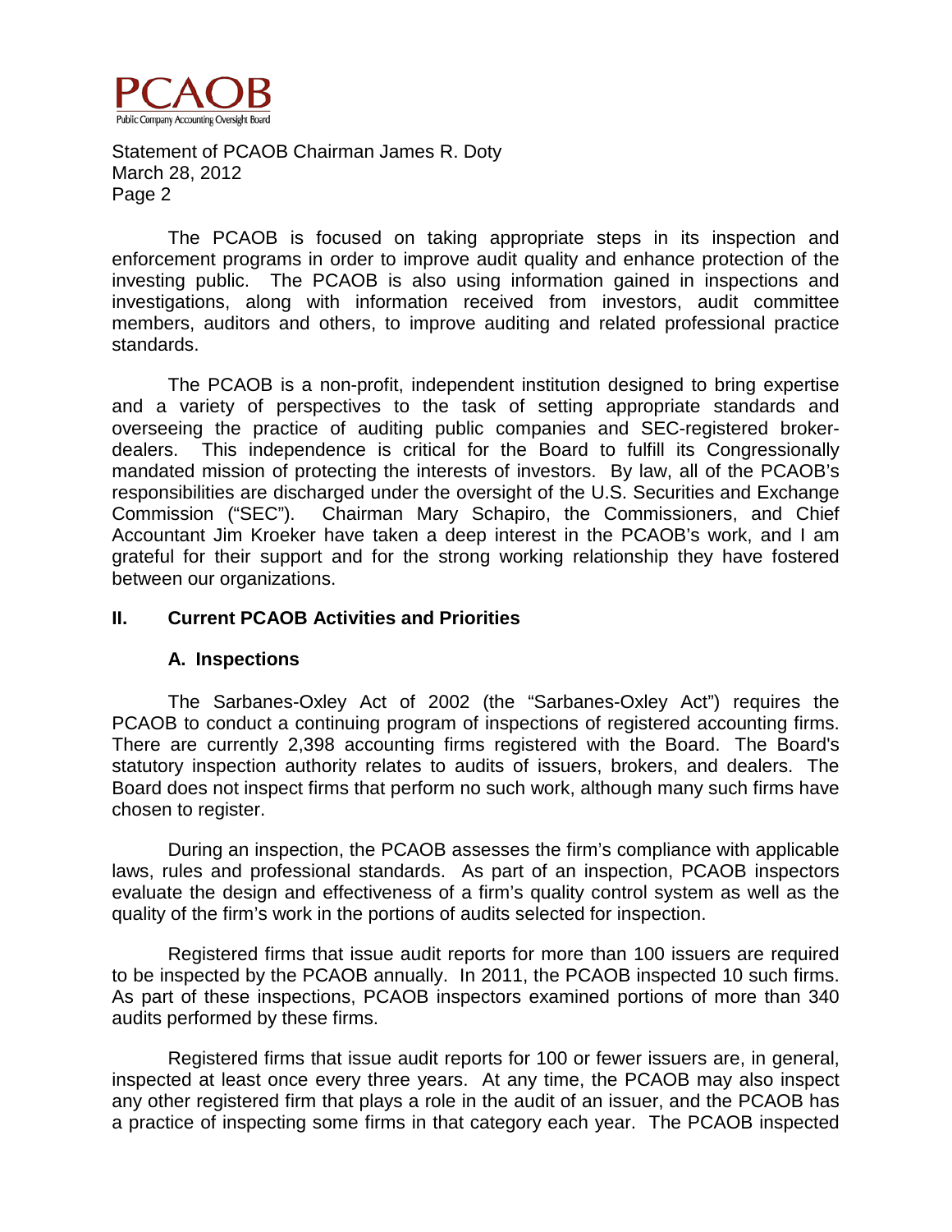The PCAOB is focused on taking appropriate steps in its inspection and enforcement programs in order to improve audit quality and enhance protection of the investing public. The PCAOB is also using information gained in inspections and investigations, along with information received from investors, audit committee members, auditors and others, to improve auditing and related professional practice standards.

The PCAOB is a non-profit, independent institution designed to bring expertise and a variety of perspectives to the task of setting appropriate standards and overseeing the practice of auditing public companies and SEC-registered broker-dealers. This independence is critical for the Board to fulfill its Congressionally mandated mission of protecting the interests of investors. By law, all of the PCAOB's responsibilities are discharged under the oversight of the U.S. Securities and Exchange Commission ("SEC"). Chairman Mary Schapiro, the Commissioners, and Chief Accountant Jim Kroeker have taken a deep interest in the PCAOB's work, and I am grateful for their support and for the strong working relationship they have fostered between our organizations.

## II. Current PCAOB Activities and Priorities

### A. Inspections

The Sarbanes-Oxley Act of 2002 (the "Sarbanes-Oxley Act") requires the PCAOB to conduct a continuing program of inspections of registered accounting firms. There are currently 2,398 accounting firms registered with the Board. The Board's statutory inspection authority relates to audits of issuers, brokers, and dealers. The Board does not inspect firms that perform no such work, although many such firms have chosen to register.

During an inspection, the PCAOB assesses the firm's compliance with applicable laws, rules and professional standards. As part of an inspection, PCAOB inspectors evaluate the design and effectiveness of a firm's quality control system as well as the quality of the firm's work in the portions of audits selected for inspection.

Registered firms that issue audit reports for more than 100 issuers are required to be inspected by the PCAOB annually. In 2011, the PCAOB inspected 10 such firms. As part of these inspections, PCAOB inspectors examined portions of more than 340 audits performed by these firms.

Registered firms that issue audit reports for 100 or fewer issuers are, in general, inspected at least once every three years. At any time, the PCAOB may also inspect any other registered firm that plays a role in the audit of an issuer, and the PCAOB has a practice of inspecting some firms in that category each year. The PCAOB inspected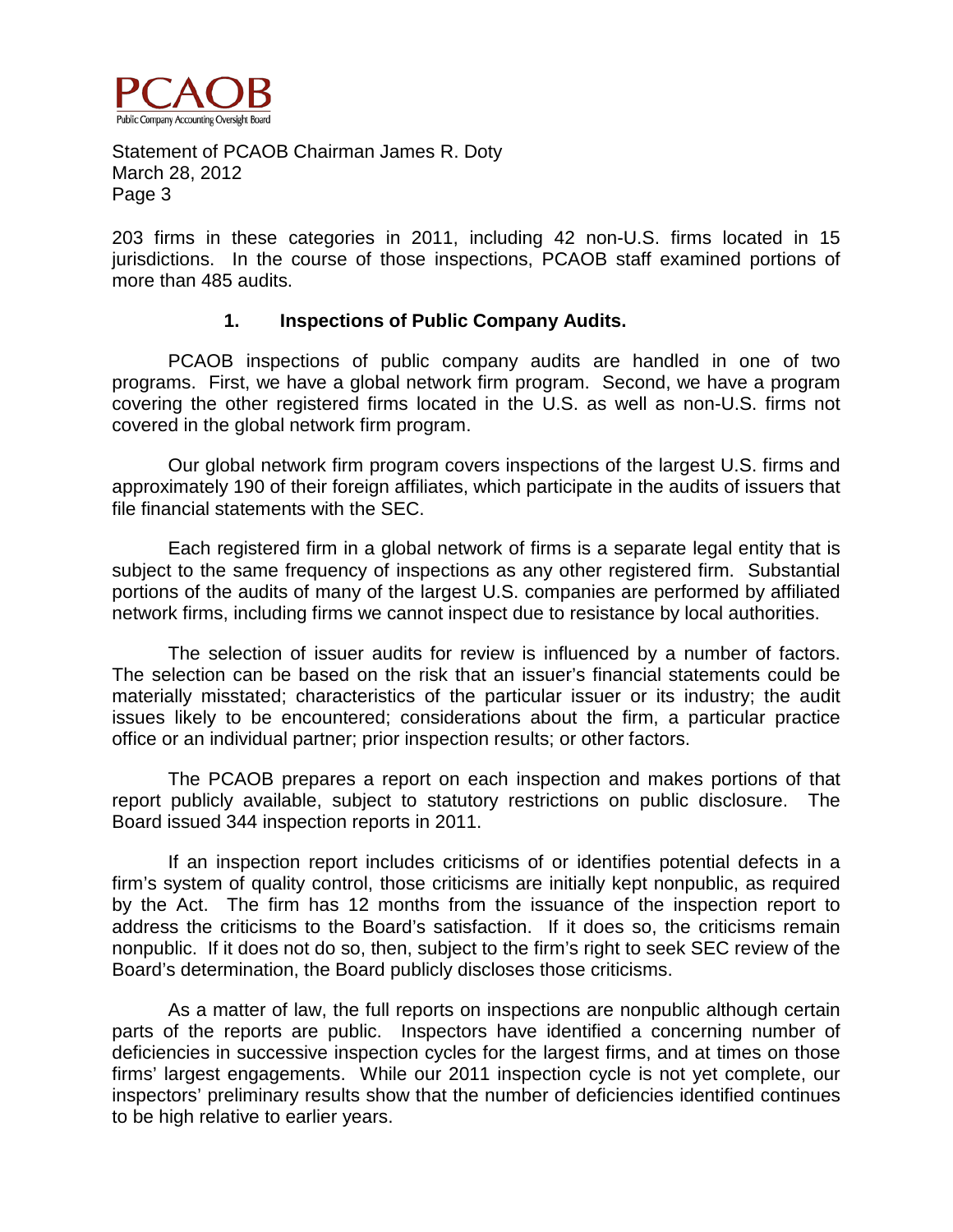203 firms in these categories in 2011, including 42 non-U.S. firms located in 15 jurisdictions. In the course of those inspections, PCAOB staff examined portions of more than 485 audits.

### 1. Inspections of Public Company Audits.

PCAOB inspections of public company audits are handled in one of two programs. First, we have a global network firm program. Second, we have a program covering the other registered firms located in the U.S. as well as non-U.S. firms not covered in the global network firm program.

Our global network firm program covers inspections of the largest U.S. firms and approximately 190 of their foreign affiliates, which participate in the audits of issuers that file financial statements with the SEC.

Each registered firm in a global network of firms is a separate legal entity that is subject to the same frequency of inspections as any other registered firm. Substantial portions of the audits of many of the largest U.S. companies are performed by affiliated network firms, including firms we cannot inspect due to resistance by local authorities.

The selection of issuer audits for review is influenced by a number of factors. The selection can be based on the risk that an issuer's financial statements could be materially misstated; characteristics of the particular issuer or its industry; the audit issues likely to be encountered; considerations about the firm, a particular practice office or an individual partner; prior inspection results; or other factors.

The PCAOB prepares a report on each inspection and makes portions of that report publicly available, subject to statutory restrictions on public disclosure. The Board issued 344 inspection reports in 2011.

If an inspection report includes criticisms of or identifies potential defects in a firm's system of quality control, those criticisms are initially kept nonpublic, as required by the Act. The firm has 12 months from the issuance of the inspection report to address the criticisms to the Board's satisfaction. If it does so, the criticisms remain nonpublic. If it does not do so, then, subject to the firm's right to seek SEC review of the Board's determination, the Board publicly discloses those criticisms.

As a matter of law, the full reports on inspections are nonpublic although certain parts of the reports are public. Inspectors have identified a concerning number of deficiencies in successive inspection cycles for the largest firms, and at times on those firms' largest engagements. While our 2011 inspection cycle is not yet complete, our inspectors' preliminary results show that the number of deficiencies identified continues to be high relative to earlier years.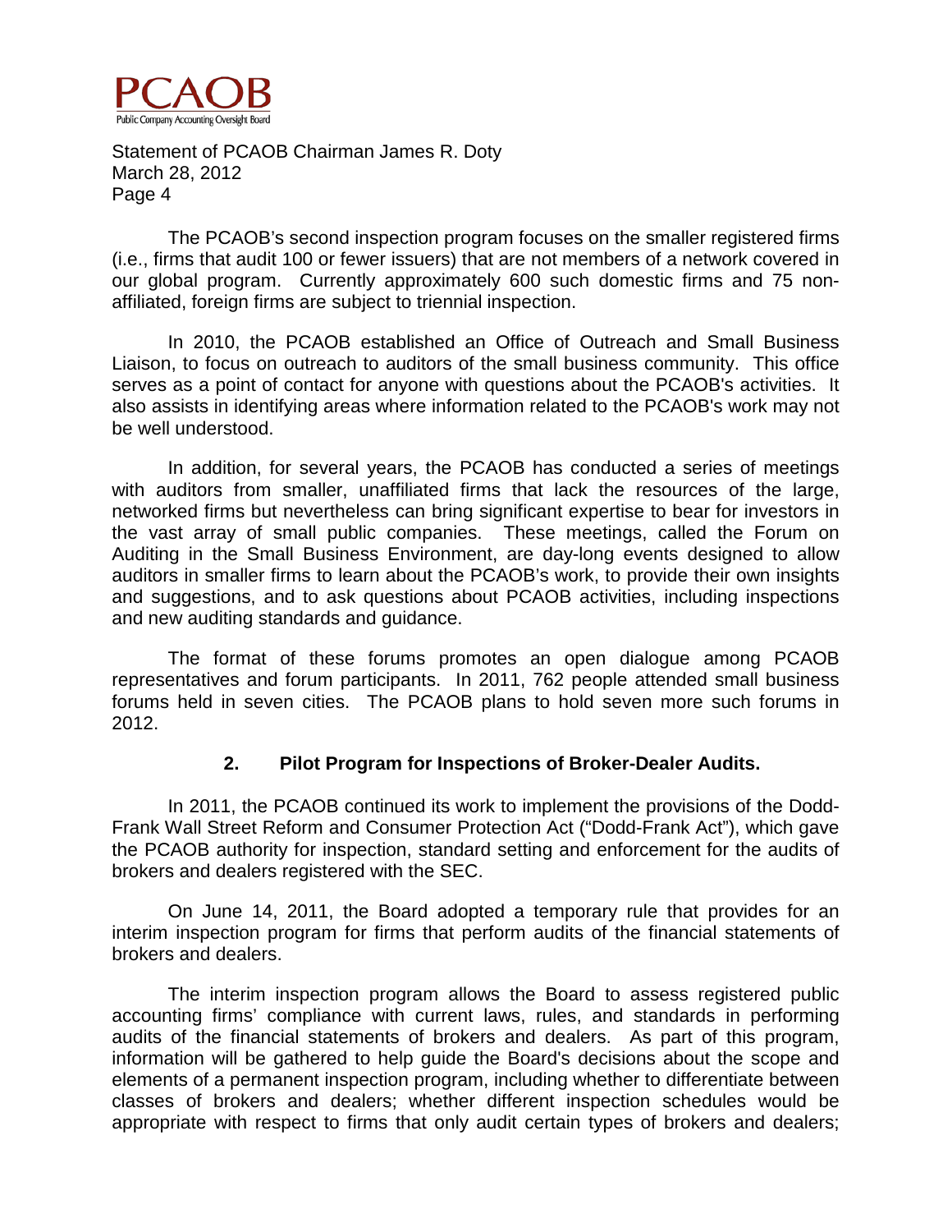The PCAOB's second inspection program focuses on the smaller registered firms (i.e., firms that audit 100 or fewer issuers) that are not members of a network covered in our global program. Currently approximately 600 such domestic firms and 75 non-affiliated, foreign firms are subject to triennial inspection.

In 2010, the PCAOB established an Office of Outreach and Small Business Liaison, to focus on outreach to auditors of the small business community. This office serves as a point of contact for anyone with questions about the PCAOB's activities. It also assists in identifying areas where information related to the PCAOB's work may not be well understood.

In addition, for several years, the PCAOB has conducted a series of meetings with auditors from smaller, unaffiliated firms that lack the resources of the large, networked firms but nevertheless can bring significant expertise to bear for investors in the vast array of small public companies. These meetings, called the Forum on Auditing in the Small Business Environment, are day-long events designed to allow auditors in smaller firms to learn about the PCAOB's work, to provide their own insights and suggestions, and to ask questions about PCAOB activities, including inspections and new auditing standards and guidance.

The format of these forums promotes an open dialogue among PCAOB representatives and forum participants. In 2011, 762 people attended small business forums held in seven cities. The PCAOB plans to hold seven more such forums in 2012.

### 2. Pilot Program for Inspections of Broker-Dealer Audits.

In 2011, the PCAOB continued its work to implement the provisions of the Dodd-Frank Wall Street Reform and Consumer Protection Act ("Dodd-Frank Act"), which gave the PCAOB authority for inspection, standard setting and enforcement for the audits of brokers and dealers registered with the SEC.

On June 14, 2011, the Board adopted a temporary rule that provides for an interim inspection program for firms that perform audits of the financial statements of brokers and dealers.

The interim inspection program allows the Board to assess registered public accounting firms' compliance with current laws, rules, and standards in performing audits of the financial statements of brokers and dealers. As part of this program, information will be gathered to help guide the Board's decisions about the scope and elements of a permanent inspection program, including whether to differentiate between classes of brokers and dealers; whether different inspection schedules would be appropriate with respect to firms that only audit certain types of brokers and dealers;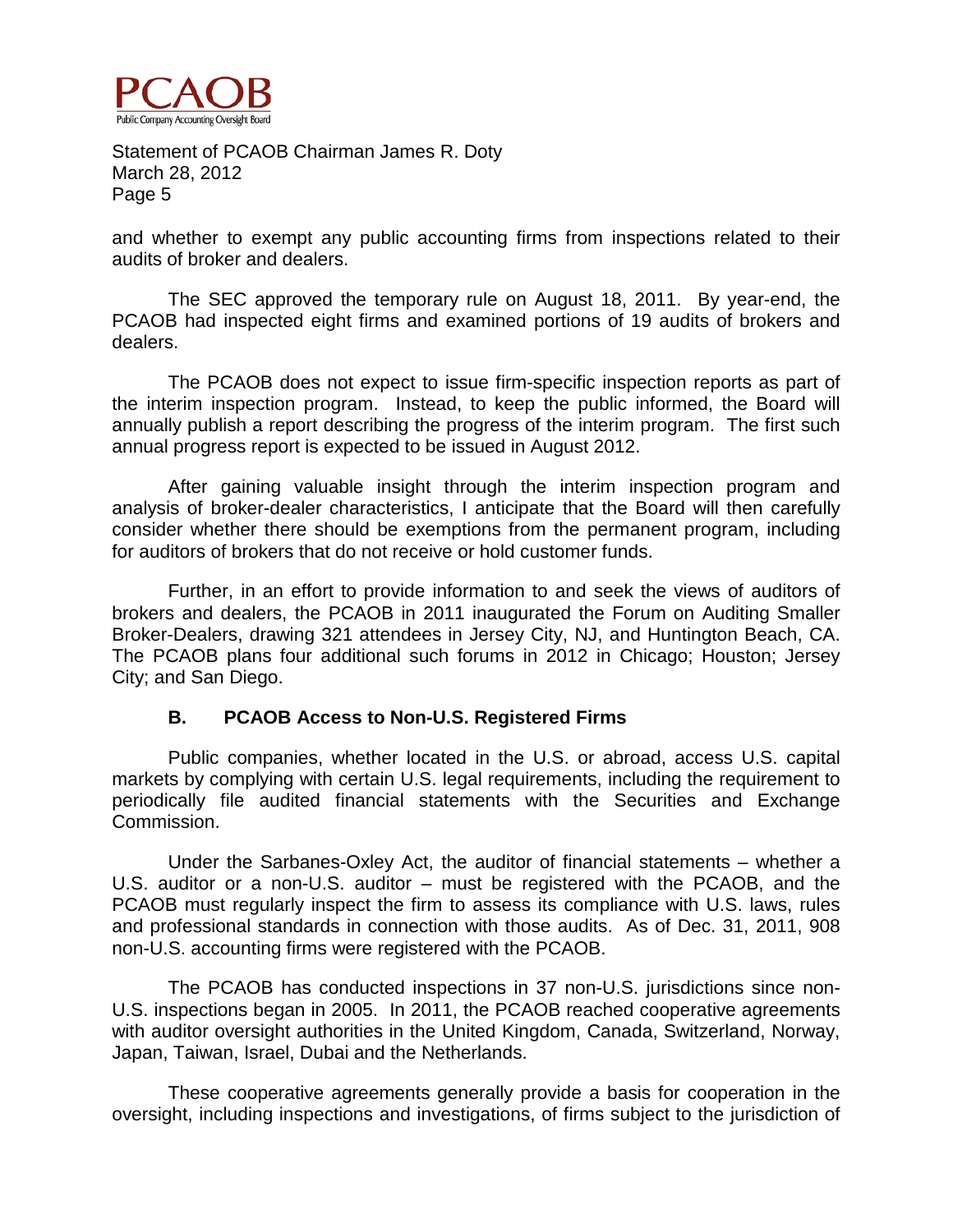and whether to exempt any public accounting firms from inspections related to their audits of broker and dealers.

The SEC approved the temporary rule on August 18, 2011. By year-end, the PCAOB had inspected eight firms and examined portions of 19 audits of brokers and dealers.

The PCAOB does not expect to issue firm-specific inspection reports as part of the interim inspection program. Instead, to keep the public informed, the Board will annually publish a report describing the progress of the interim program. The first such annual progress report is expected to be issued in August 2012.

After gaining valuable insight through the interim inspection program and analysis of broker-dealer characteristics, I anticipate that the Board will then carefully consider whether there should be exemptions from the permanent program, including for auditors of brokers that do not receive or hold customer funds.

Further, in an effort to provide information to and seek the views of auditors of brokers and dealers, the PCAOB in 2011 inaugurated the Forum on Auditing Smaller Broker-Dealers, drawing 321 attendees in Jersey City, NJ, and Huntington Beach, CA. The PCAOB plans four additional such forums in 2012 in Chicago; Houston; Jersey City; and San Diego.

### B. PCAOB Access to Non-U.S. Registered Firms

Public companies, whether located in the U.S. or abroad, access U.S. capital markets by complying with certain U.S. legal requirements, including the requirement to periodically file audited financial statements with the Securities and Exchange Commission.

Under the Sarbanes-Oxley Act, the auditor of financial statements – whether a U.S. auditor or a non-U.S. auditor – must be registered with the PCAOB, and the PCAOB must regularly inspect the firm to assess its compliance with U.S. laws, rules and professional standards in connection with those audits. As of Dec. 31, 2011, 908 non-U.S. accounting firms were registered with the PCAOB.

The PCAOB has conducted inspections in 37 non-U.S. jurisdictions since non-U.S. inspections began in 2005. In 2011, the PCAOB reached cooperative agreements with auditor oversight authorities in the United Kingdom, Canada, Switzerland, Norway, Japan, Taiwan, Israel, Dubai and the Netherlands.

These cooperative agreements generally provide a basis for cooperation in the oversight, including inspections and investigations, of firms subject to the jurisdiction of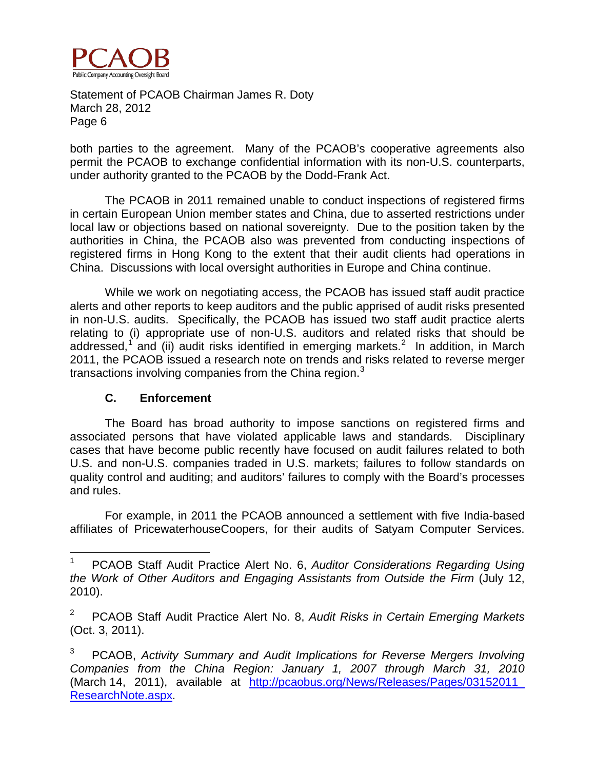both parties to the agreement. Many of the PCAOB's cooperative agreements also permit the PCAOB to exchange confidential information with its non-U.S. counterparts, under authority granted to the PCAOB by the Dodd-Frank Act.

The PCAOB in 2011 remained unable to conduct inspections of registered firms in certain European Union member states and China, due to asserted restrictions under local law or objections based on national sovereignty. Due to the position taken by the authorities in China, the PCAOB also was prevented from conducting inspections of registered firms in Hong Kong to the extent that their audit clients had operations in China. Discussions with local oversight authorities in Europe and China continue.

While we work on negotiating access, the PCAOB has issued staff audit practice alerts and other reports to keep auditors and the public apprised of audit risks presented in non-U.S. audits. Specifically, the PCAOB has issued two staff audit practice alerts relating to (i) appropriate use of non-U.S. auditors and related risks that should be addressed,[1] and (ii) audit risks identified in emerging markets.[2] In addition, in March 2011, the PCAOB issued a research note on trends and risks related to reverse merger transactions involving companies from the China region.[3]

### C. Enforcement

The Board has broad authority to impose sanctions on registered firms and associated persons that have violated applicable laws and standards. Disciplinary cases that have become public recently have focused on audit failures related to both U.S. and non-U.S. companies traded in U.S. markets; failures to follow standards on quality control and auditing; and auditors' failures to comply with the Board's processes and rules.

For example, in 2011 the PCAOB announced a settlement with five India-based affiliates of PricewaterhouseCoopers, for their audits of Satyam Computer Services.

---

[1] PCAOB Staff Audit Practice Alert No. 6, *Auditor Considerations Regarding Using the Work of Other Auditors and Engaging Assistants from Outside the Firm* (July 12, 2010).

[2] PCAOB Staff Audit Practice Alert No. 8, *Audit Risks in Certain Emerging Markets* (Oct. 3, 2011).

[3] PCAOB, *Activity Summary and Audit Implications for Reverse Mergers Involving Companies from the China Region: January 1, 2007 through March 31, 2010* (March 14, 2011), available at http://pcaobus.org/News/Releases/Pages/03152011_ResearchNote.aspx.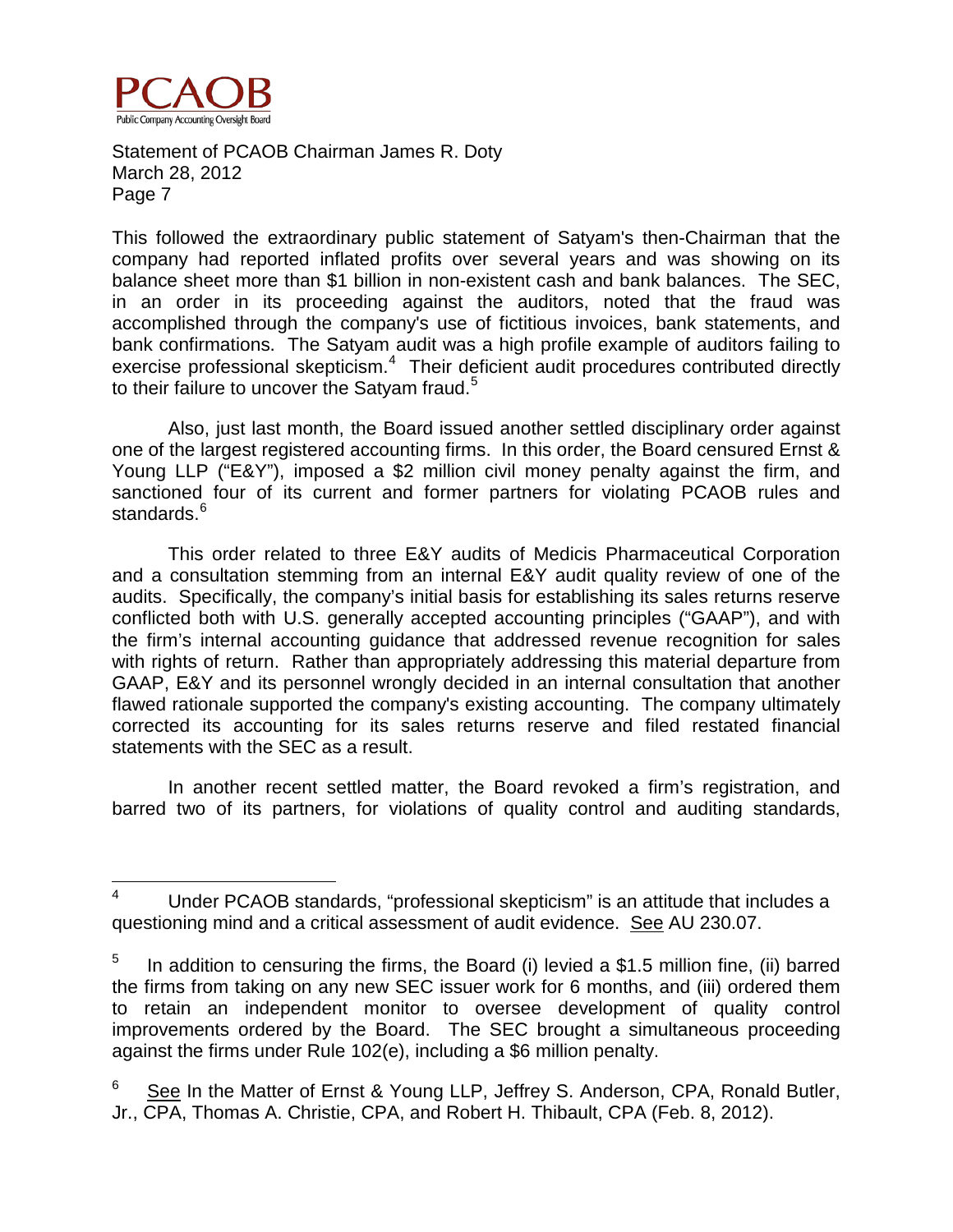This followed the extraordinary public statement of Satyam's then-Chairman that the company had reported inflated profits over several years and was showing on its balance sheet more than $1 billion in non-existent cash and bank balances. The SEC, in an order in its proceeding against the auditors, noted that the fraud was accomplished through the company's use of fictitious invoices, bank statements, and bank confirmations. The Satyam audit was a high profile example of auditors failing to exercise professional skepticism.[4] Their deficient audit procedures contributed directly to their failure to uncover the Satyam fraud.[5]

Also, just last month, the Board issued another settled disciplinary order against one of the largest registered accounting firms. In this order, the Board censured Ernst & Young LLP ("E&Y"), imposed a $2 million civil money penalty against the firm, and sanctioned four of its current and former partners for violating PCAOB rules and standards.[6]

This order related to three E&Y audits of Medicis Pharmaceutical Corporation and a consultation stemming from an internal E&Y audit quality review of one of the audits. Specifically, the company's initial basis for establishing its sales returns reserve conflicted both with U.S. generally accepted accounting principles ("GAAP"), and with the firm's internal accounting guidance that addressed revenue recognition for sales with rights of return. Rather than appropriately addressing this material departure from GAAP, E&Y and its personnel wrongly decided in an internal consultation that another flawed rationale supported the company's existing accounting. The company ultimately corrected its accounting for its sales returns reserve and filed restated financial statements with the SEC as a result.

In another recent settled matter, the Board revoked a firm's registration, and barred two of its partners, for violations of quality control and auditing standards,

---

[4] Under PCAOB standards, "professional skepticism" is an attitude that includes a questioning mind and a critical assessment of audit evidence. See AU 230.07.

[5] In addition to censuring the firms, the Board (i) levied a $1.5 million fine, (ii) barred the firms from taking on any new SEC issuer work for 6 months, and (iii) ordered them to retain an independent monitor to oversee development of quality control improvements ordered by the Board. The SEC brought a simultaneous proceeding against the firms under Rule 102(e), including a $6 million penalty.

[6] See In the Matter of Ernst & Young LLP, Jeffrey S. Anderson, CPA, Ronald Butler, Jr., CPA, Thomas A. Christie, CPA, and Robert H. Thibault, CPA (Feb. 8, 2012).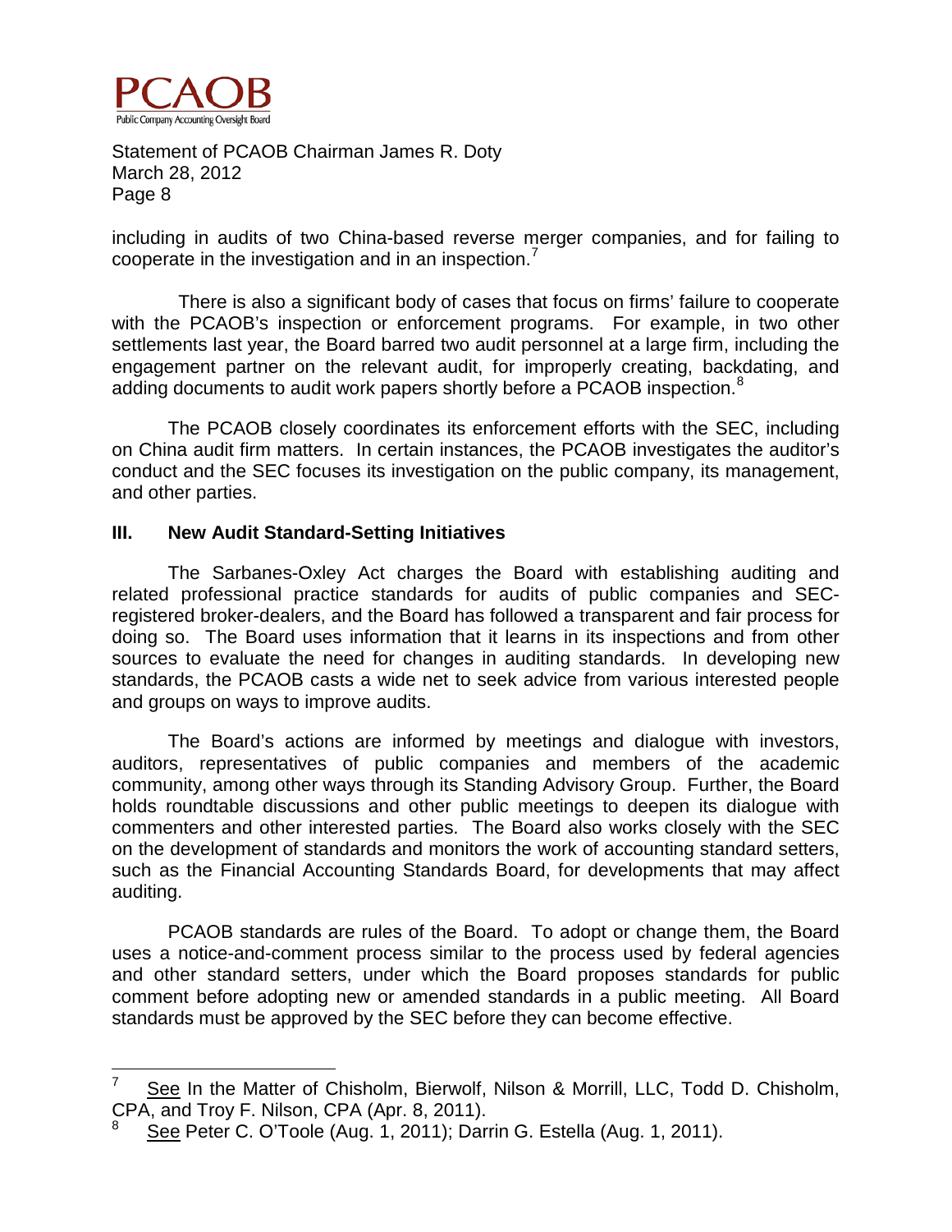including in audits of two China-based reverse merger companies, and for failing to cooperate in the investigation and in an inspection.[7]

There is also a significant body of cases that focus on firms' failure to cooperate with the PCAOB's inspection or enforcement programs. For example, in two other settlements last year, the Board barred two audit personnel at a large firm, including the engagement partner on the relevant audit, for improperly creating, backdating, and adding documents to audit work papers shortly before a PCAOB inspection.[8]

The PCAOB closely coordinates its enforcement efforts with the SEC, including on China audit firm matters. In certain instances, the PCAOB investigates the auditor's conduct and the SEC focuses its investigation on the public company, its management, and other parties.

## III. New Audit Standard-Setting Initiatives

The Sarbanes-Oxley Act charges the Board with establishing auditing and related professional practice standards for audits of public companies and SEC-registered broker-dealers, and the Board has followed a transparent and fair process for doing so. The Board uses information that it learns in its inspections and from other sources to evaluate the need for changes in auditing standards. In developing new standards, the PCAOB casts a wide net to seek advice from various interested people and groups on ways to improve audits.

The Board's actions are informed by meetings and dialogue with investors, auditors, representatives of public companies and members of the academic community, among other ways through its Standing Advisory Group. Further, the Board holds roundtable discussions and other public meetings to deepen its dialogue with commenters and other interested parties. The Board also works closely with the SEC on the development of standards and monitors the work of accounting standard setters, such as the Financial Accounting Standards Board, for developments that may affect auditing.

PCAOB standards are rules of the Board. To adopt or change them, the Board uses a notice-and-comment process similar to the process used by federal agencies and other standard setters, under which the Board proposes standards for public comment before adopting new or amended standards in a public meeting. All Board standards must be approved by the SEC before they can become effective.

---

[7] See In the Matter of Chisholm, Bierwolf, Nilson & Morrill, LLC, Todd D. Chisholm, CPA, and Troy F. Nilson, CPA (Apr. 8, 2011).

[8] See Peter C. O'Toole (Aug. 1, 2011); Darrin G. Estella (Aug. 1, 2011).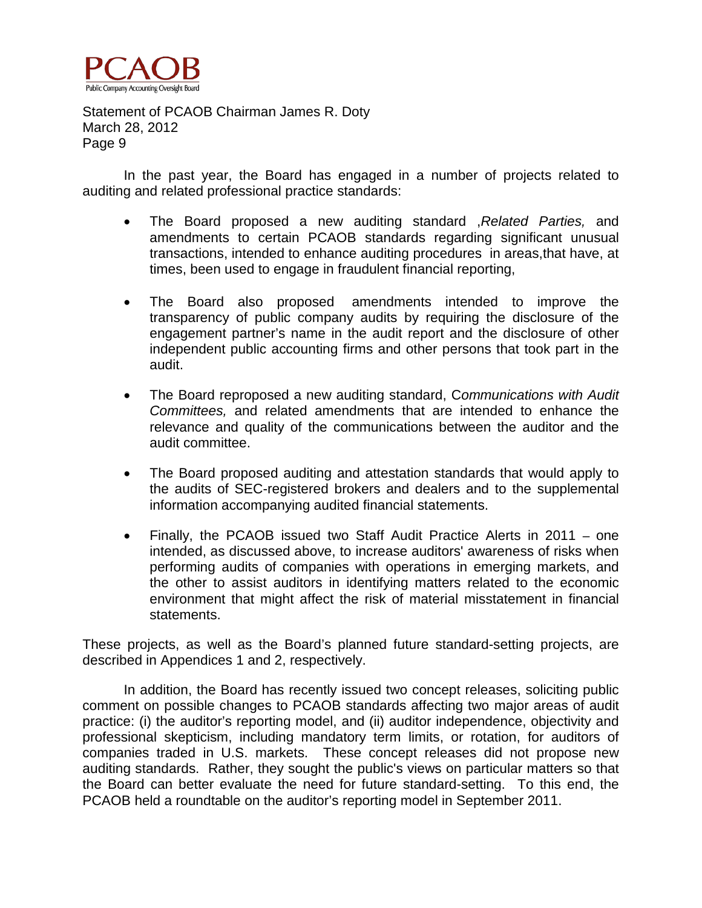In the past year, the Board has engaged in a number of projects related to auditing and related professional practice standards:

- The Board proposed a new auditing standard ,*Related Parties,* and amendments to certain PCAOB standards regarding significant unusual transactions, intended to enhance auditing procedures in areas,that have, at times, been used to engage in fraudulent financial reporting,

- The Board also proposed amendments intended to improve the transparency of public company audits by requiring the disclosure of the engagement partner's name in the audit report and the disclosure of other independent public accounting firms and other persons that took part in the audit.

- The Board reproposed a new auditing standard, C*ommunications with Audit Committees,* and related amendments that are intended to enhance the relevance and quality of the communications between the auditor and the audit committee.

- The Board proposed auditing and attestation standards that would apply to the audits of SEC-registered brokers and dealers and to the supplemental information accompanying audited financial statements.

- Finally, the PCAOB issued two Staff Audit Practice Alerts in 2011 – one intended, as discussed above, to increase auditors' awareness of risks when performing audits of companies with operations in emerging markets, and the other to assist auditors in identifying matters related to the economic environment that might affect the risk of material misstatement in financial statements.

These projects, as well as the Board's planned future standard-setting projects, are described in Appendices 1 and 2, respectively.

In addition, the Board has recently issued two concept releases, soliciting public comment on possible changes to PCAOB standards affecting two major areas of audit practice: (i) the auditor's reporting model, and (ii) auditor independence, objectivity and professional skepticism, including mandatory term limits, or rotation, for auditors of companies traded in U.S. markets. These concept releases did not propose new auditing standards. Rather, they sought the public's views on particular matters so that the Board can better evaluate the need for future standard-setting. To this end, the PCAOB held a roundtable on the auditor's reporting model in September 2011.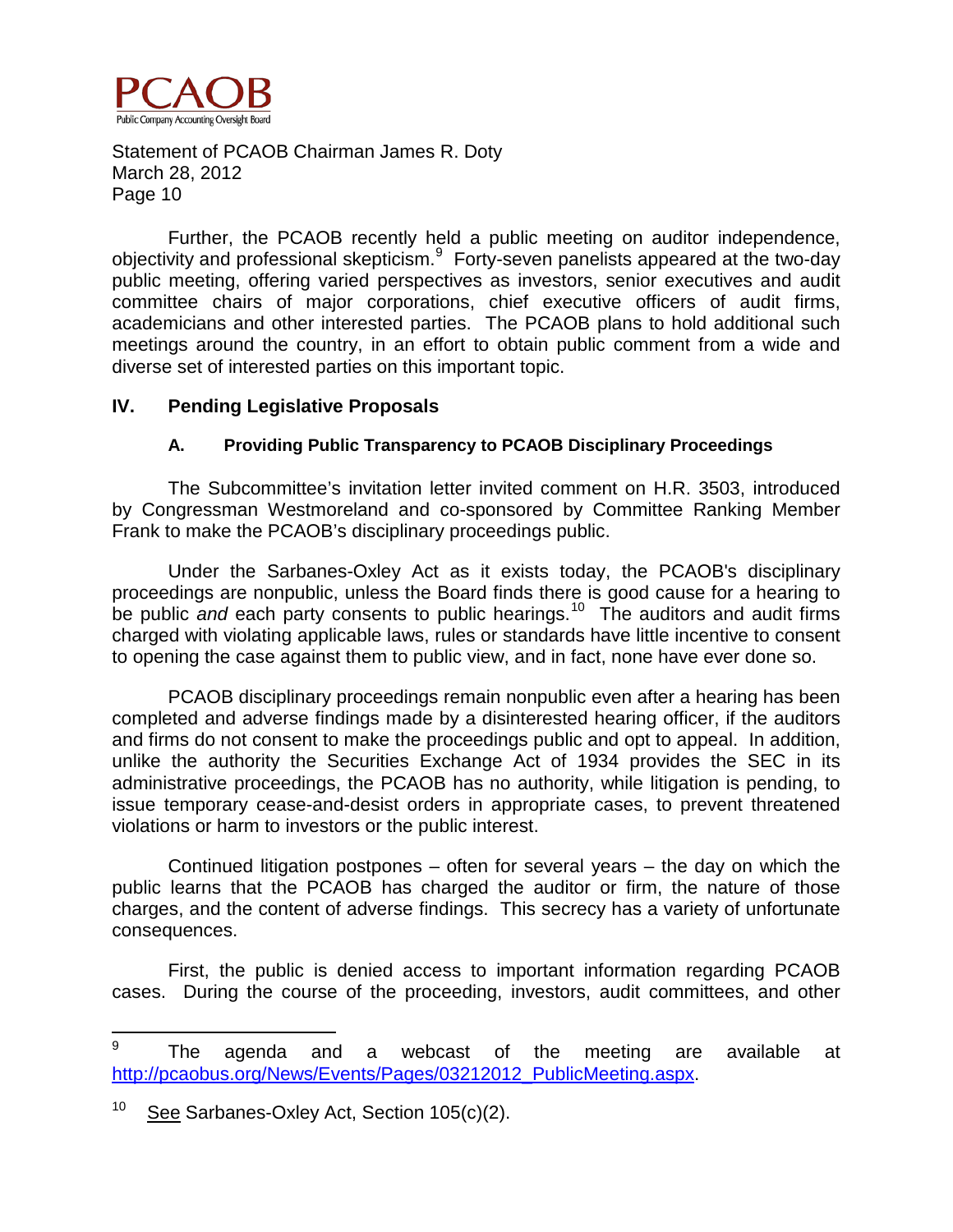Further, the PCAOB recently held a public meeting on auditor independence, objectivity and professional skepticism.[9] Forty-seven panelists appeared at the two-day public meeting, offering varied perspectives as investors, senior executives and audit committee chairs of major corporations, chief executive officers of audit firms, academicians and other interested parties. The PCAOB plans to hold additional such meetings around the country, in an effort to obtain public comment from a wide and diverse set of interested parties on this important topic.

## IV. Pending Legislative Proposals

### A. Providing Public Transparency to PCAOB Disciplinary Proceedings

The Subcommittee's invitation letter invited comment on H.R. 3503, introduced by Congressman Westmoreland and co-sponsored by Committee Ranking Member Frank to make the PCAOB's disciplinary proceedings public.

Under the Sarbanes-Oxley Act as it exists today, the PCAOB's disciplinary proceedings are nonpublic, unless the Board finds there is good cause for a hearing to be public *and* each party consents to public hearings.[10] The auditors and audit firms charged with violating applicable laws, rules or standards have little incentive to consent to opening the case against them to public view, and in fact, none have ever done so.

PCAOB disciplinary proceedings remain nonpublic even after a hearing has been completed and adverse findings made by a disinterested hearing officer, if the auditors and firms do not consent to make the proceedings public and opt to appeal. In addition, unlike the authority the Securities Exchange Act of 1934 provides the SEC in its administrative proceedings, the PCAOB has no authority, while litigation is pending, to issue temporary cease-and-desist orders in appropriate cases, to prevent threatened violations or harm to investors or the public interest.

Continued litigation postpones – often for several years – the day on which the public learns that the PCAOB has charged the auditor or firm, the nature of those charges, and the content of adverse findings. This secrecy has a variety of unfortunate consequences.

First, the public is denied access to important information regarding PCAOB cases. During the course of the proceeding, investors, audit committees, and other

---

[9] The agenda and a webcast of the meeting are available at http://pcaobus.org/News/Events/Pages/03212012_PublicMeeting.aspx.

[10] See Sarbanes-Oxley Act, Section 105(c)(2).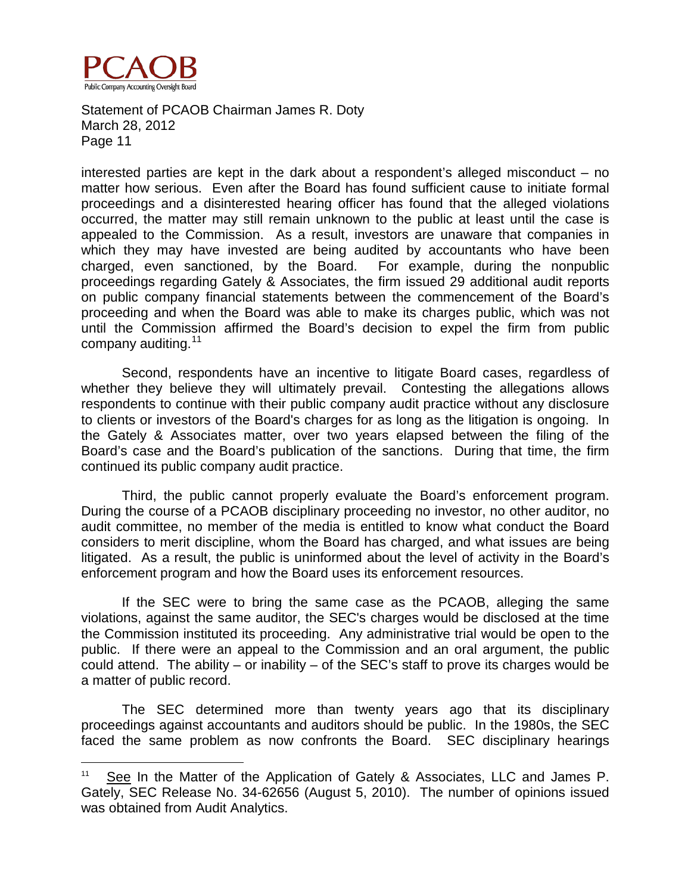interested parties are kept in the dark about a respondent's alleged misconduct – no matter how serious. Even after the Board has found sufficient cause to initiate formal proceedings and a disinterested hearing officer has found that the alleged violations occurred, the matter may still remain unknown to the public at least until the case is appealed to the Commission. As a result, investors are unaware that companies in which they may have invested are being audited by accountants who have been charged, even sanctioned, by the Board. For example, during the nonpublic proceedings regarding Gately & Associates, the firm issued 29 additional audit reports on public company financial statements between the commencement of the Board's proceeding and when the Board was able to make its charges public, which was not until the Commission affirmed the Board's decision to expel the firm from public company auditing.[11]

Second, respondents have an incentive to litigate Board cases, regardless of whether they believe they will ultimately prevail. Contesting the allegations allows respondents to continue with their public company audit practice without any disclosure to clients or investors of the Board's charges for as long as the litigation is ongoing. In the Gately & Associates matter, over two years elapsed between the filing of the Board's case and the Board's publication of the sanctions. During that time, the firm continued its public company audit practice.

Third, the public cannot properly evaluate the Board's enforcement program. During the course of a PCAOB disciplinary proceeding no investor, no other auditor, no audit committee, no member of the media is entitled to know what conduct the Board considers to merit discipline, whom the Board has charged, and what issues are being litigated. As a result, the public is uninformed about the level of activity in the Board's enforcement program and how the Board uses its enforcement resources.

If the SEC were to bring the same case as the PCAOB, alleging the same violations, against the same auditor, the SEC's charges would be disclosed at the time the Commission instituted its proceeding. Any administrative trial would be open to the public. If there were an appeal to the Commission and an oral argument, the public could attend. The ability – or inability – of the SEC's staff to prove its charges would be a matter of public record.

The SEC determined more than twenty years ago that its disciplinary proceedings against accountants and auditors should be public. In the 1980s, the SEC faced the same problem as now confronts the Board. SEC disciplinary hearings

---

[11] See In the Matter of the Application of Gately & Associates, LLC and James P. Gately, SEC Release No. 34-62656 (August 5, 2010). The number of opinions issued was obtained from Audit Analytics.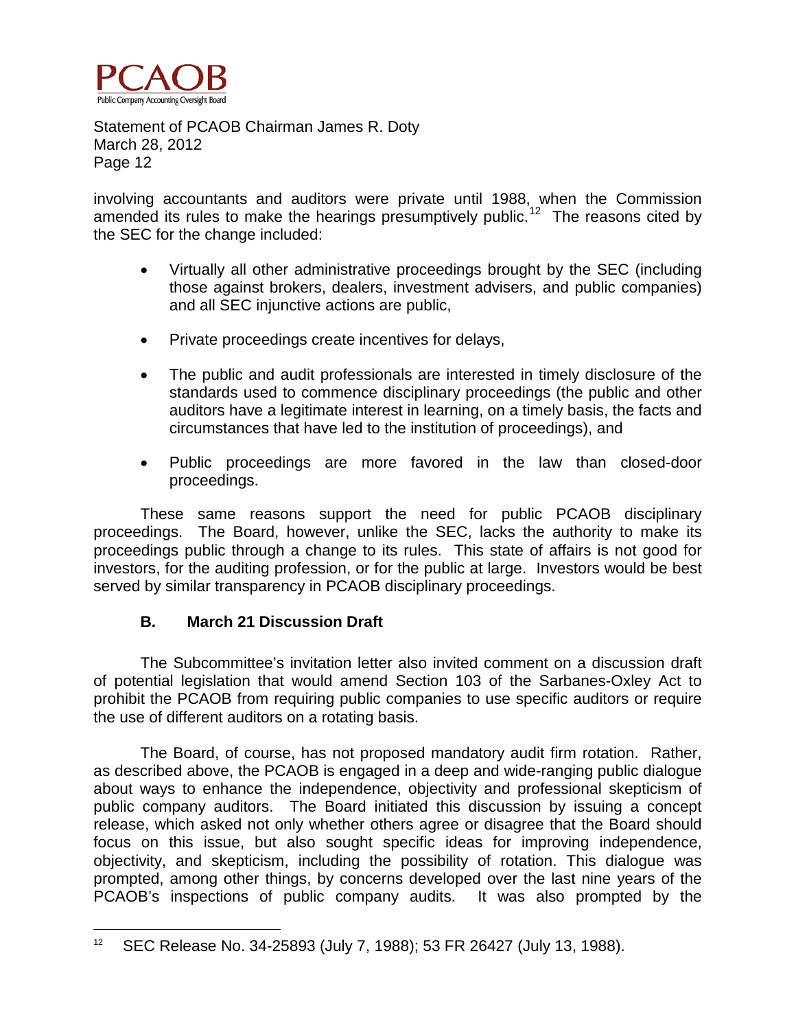involving accountants and auditors were private until 1988, when the Commission amended its rules to make the hearings presumptively public.[12] The reasons cited by the SEC for the change included:

- Virtually all other administrative proceedings brought by the SEC (including those against brokers, dealers, investment advisers, and public companies) and all SEC injunctive actions are public,
- Private proceedings create incentives for delays,
- The public and audit professionals are interested in timely disclosure of the standards used to commence disciplinary proceedings (the public and other auditors have a legitimate interest in learning, on a timely basis, the facts and circumstances that have led to the institution of proceedings), and
- Public proceedings are more favored in the law than closed-door proceedings.

These same reasons support the need for public PCAOB disciplinary proceedings. The Board, however, unlike the SEC, lacks the authority to make its proceedings public through a change to its rules. This state of affairs is not good for investors, for the auditing profession, or for the public at large. Investors would be best served by similar transparency in PCAOB disciplinary proceedings.

### B. March 21 Discussion Draft

The Subcommittee's invitation letter also invited comment on a discussion draft of potential legislation that would amend Section 103 of the Sarbanes-Oxley Act to prohibit the PCAOB from requiring public companies to use specific auditors or require the use of different auditors on a rotating basis.

The Board, of course, has not proposed mandatory audit firm rotation. Rather, as described above, the PCAOB is engaged in a deep and wide-ranging public dialogue about ways to enhance the independence, objectivity and professional skepticism of public company auditors. The Board initiated this discussion by issuing a concept release, which asked not only whether others agree or disagree that the Board should focus on this issue, but also sought specific ideas for improving independence, objectivity, and skepticism, including the possibility of rotation. This dialogue was prompted, among other things, by concerns developed over the last nine years of the PCAOB's inspections of public company audits. It was also prompted by the

---

[12] SEC Release No. 34-25893 (July 7, 1988); 53 FR 26427 (July 13, 1988).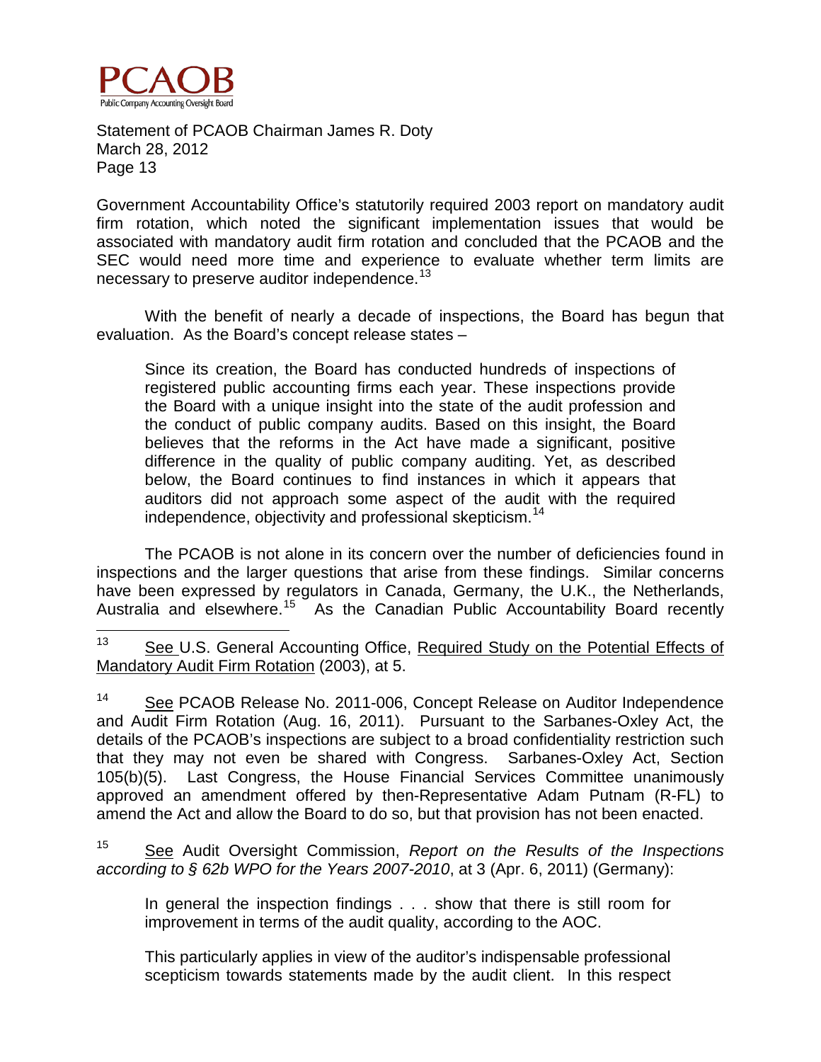Government Accountability Office's statutorily required 2003 report on mandatory audit firm rotation, which noted the significant implementation issues that would be associated with mandatory audit firm rotation and concluded that the PCAOB and the SEC would need more time and experience to evaluate whether term limits are necessary to preserve auditor independence.[13]

With the benefit of nearly a decade of inspections, the Board has begun that evaluation. As the Board's concept release states –

> Since its creation, the Board has conducted hundreds of inspections of registered public accounting firms each year. These inspections provide the Board with a unique insight into the state of the audit profession and the conduct of public company audits. Based on this insight, the Board believes that the reforms in the Act have made a significant, positive difference in the quality of public company auditing. Yet, as described below, the Board continues to find instances in which it appears that auditors did not approach some aspect of the audit with the required independence, objectivity and professional skepticism.[14]

The PCAOB is not alone in its concern over the number of deficiencies found in inspections and the larger questions that arise from these findings. Similar concerns have been expressed by regulators in Canada, Germany, the U.K., the Netherlands, Australia and elsewhere.[15] As the Canadian Public Accountability Board recently

---

[13] See U.S. General Accounting Office, Required Study on the Potential Effects of Mandatory Audit Firm Rotation (2003), at 5.

[14] See PCAOB Release No. 2011-006, Concept Release on Auditor Independence and Audit Firm Rotation (Aug. 16, 2011). Pursuant to the Sarbanes-Oxley Act, the details of the PCAOB's inspections are subject to a broad confidentiality restriction such that they may not even be shared with Congress. Sarbanes-Oxley Act, Section 105(b)(5). Last Congress, the House Financial Services Committee unanimously approved an amendment offered by then-Representative Adam Putnam (R-FL) to amend the Act and allow the Board to do so, but that provision has not been enacted.

[15] See Audit Oversight Commission, *Report on the Results of the Inspections according to § 62b WPO for the Years 2007-2010*, at 3 (Apr. 6, 2011) (Germany):

> In general the inspection findings . . . show that there is still room for improvement in terms of the audit quality, according to the AOC.
>
> This particularly applies in view of the auditor's indispensable professional scepticism towards statements made by the audit client. In this respect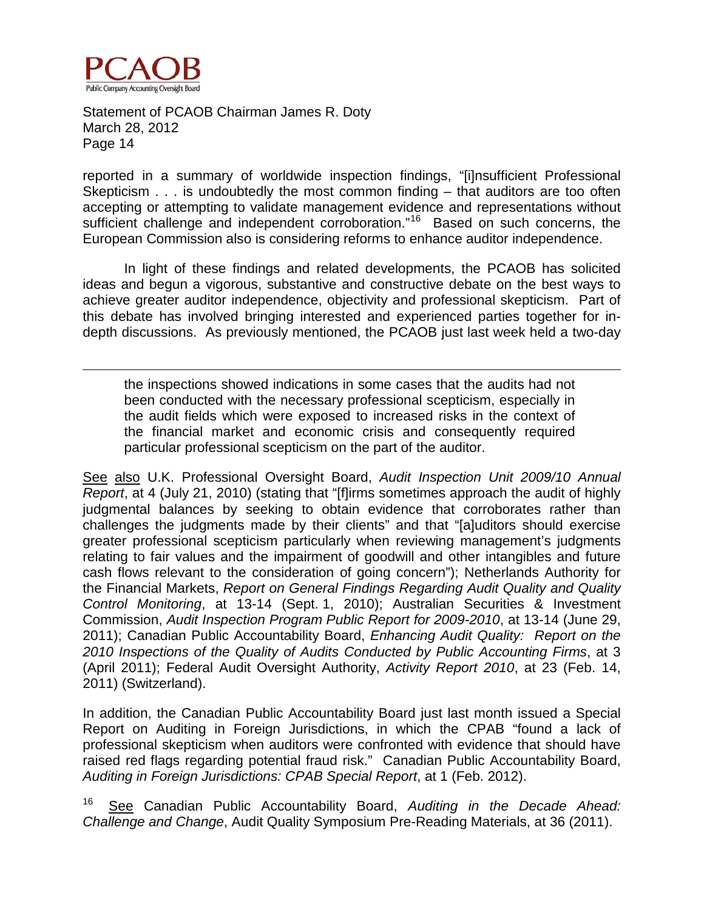reported in a summary of worldwide inspection findings, "[i]nsufficient Professional Skepticism . . . is undoubtedly the most common finding – that auditors are too often accepting or attempting to validate management evidence and representations without sufficient challenge and independent corroboration."[16] Based on such concerns, the European Commission also is considering reforms to enhance auditor independence.

In light of these findings and related developments, the PCAOB has solicited ideas and begun a vigorous, substantive and constructive debate on the best ways to achieve greater auditor independence, objectivity and professional skepticism. Part of this debate has involved bringing interested and experienced parties together for in-depth discussions. As previously mentioned, the PCAOB just last week held a two-day

---

> the inspections showed indications in some cases that the audits had not been conducted with the necessary professional scepticism, especially in the audit fields which were exposed to increased risks in the context of the financial market and economic crisis and consequently required particular professional scepticism on the part of the auditor.

See also U.K. Professional Oversight Board, *Audit Inspection Unit 2009/10 Annual Report*, at 4 (July 21, 2010) (stating that "[f]irms sometimes approach the audit of highly judgmental balances by seeking to obtain evidence that corroborates rather than challenges the judgments made by their clients" and that "[a]uditors should exercise greater professional scepticism particularly when reviewing management's judgments relating to fair values and the impairment of goodwill and other intangibles and future cash flows relevant to the consideration of going concern"); Netherlands Authority for the Financial Markets, *Report on General Findings Regarding Audit Quality and Quality Control Monitoring*, at 13-14 (Sept. 1, 2010); Australian Securities & Investment Commission, *Audit Inspection Program Public Report for 2009-2010*, at 13-14 (June 29, 2011); Canadian Public Accountability Board, *Enhancing Audit Quality: Report on the 2010 Inspections of the Quality of Audits Conducted by Public Accounting Firms*, at 3 (April 2011); Federal Audit Oversight Authority, *Activity Report 2010*, at 23 (Feb. 14, 2011) (Switzerland).

In addition, the Canadian Public Accountability Board just last month issued a Special Report on Auditing in Foreign Jurisdictions, in which the CPAB "found a lack of professional skepticism when auditors were confronted with evidence that should have raised red flags regarding potential fraud risk." Canadian Public Accountability Board, *Auditing in Foreign Jurisdictions: CPAB Special Report*, at 1 (Feb. 2012).

[16] See Canadian Public Accountability Board, *Auditing in the Decade Ahead: Challenge and Change*, Audit Quality Symposium Pre-Reading Materials, at 36 (2011).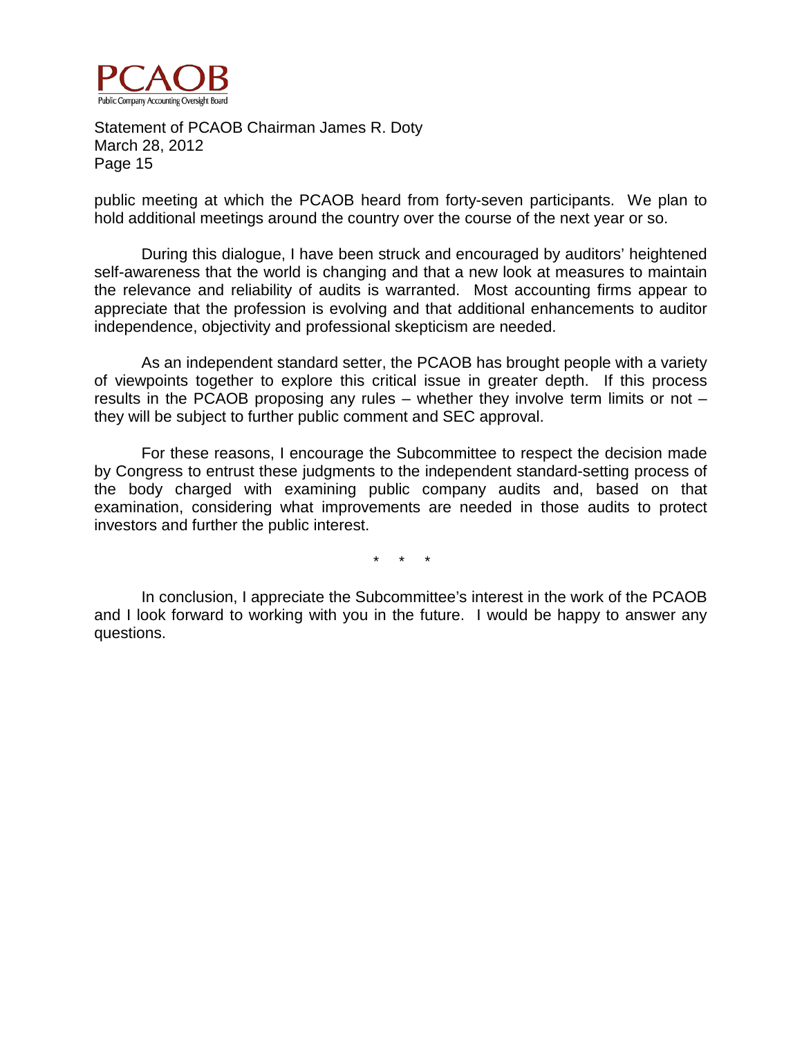public meeting at which the PCAOB heard from forty-seven participants. We plan to hold additional meetings around the country over the course of the next year or so.

During this dialogue, I have been struck and encouraged by auditors' heightened self-awareness that the world is changing and that a new look at measures to maintain the relevance and reliability of audits is warranted. Most accounting firms appear to appreciate that the profession is evolving and that additional enhancements to auditor independence, objectivity and professional skepticism are needed.

As an independent standard setter, the PCAOB has brought people with a variety of viewpoints together to explore this critical issue in greater depth. If this process results in the PCAOB proposing any rules – whether they involve term limits or not – they will be subject to further public comment and SEC approval.

For these reasons, I encourage the Subcommittee to respect the decision made by Congress to entrust these judgments to the independent standard-setting process of the body charged with examining public company audits and, based on that examination, considering what improvements are needed in those audits to protect investors and further the public interest.

\* \* \*

In conclusion, I appreciate the Subcommittee's interest in the work of the PCAOB and I look forward to working with you in the future. I would be happy to answer any questions.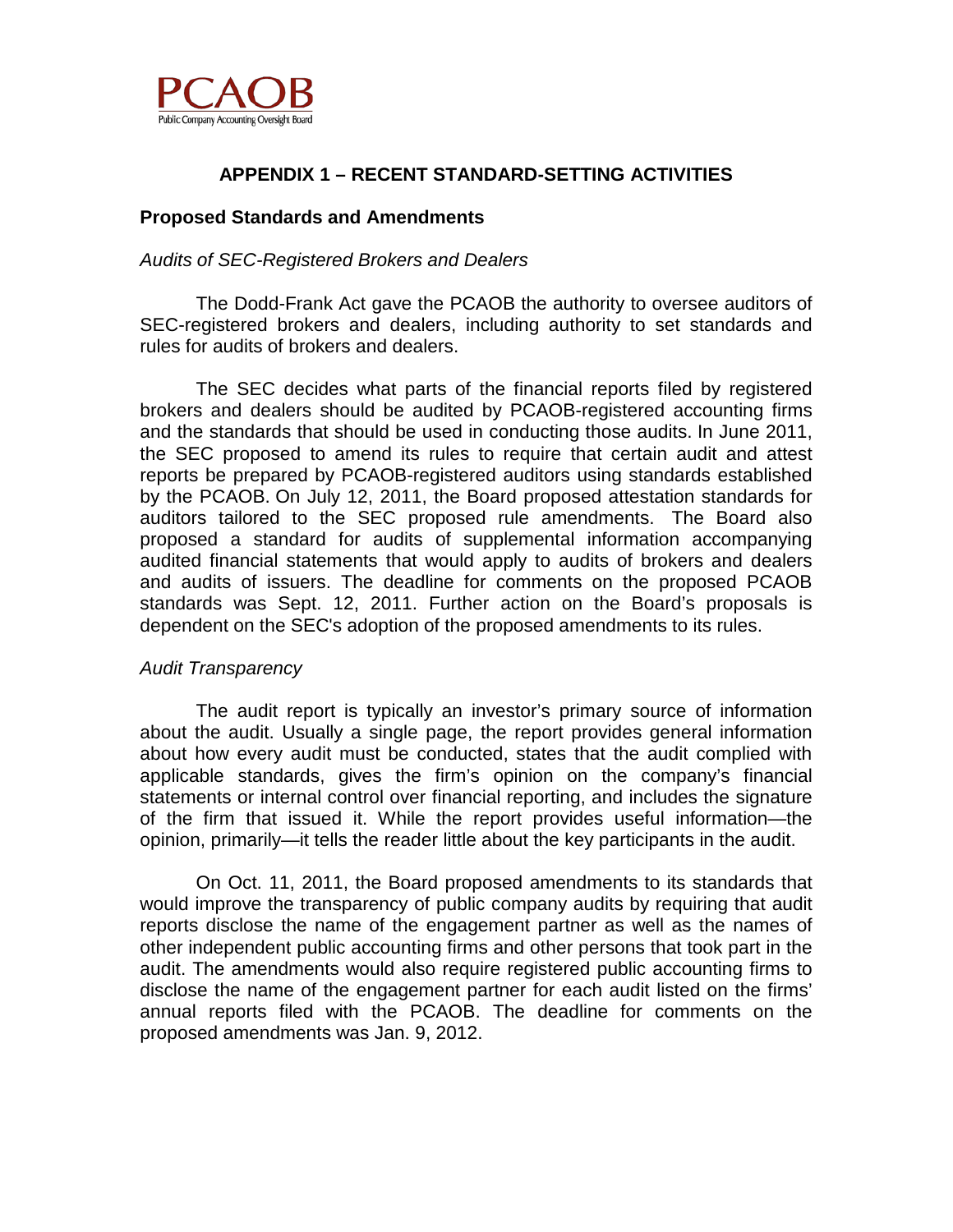## APPENDIX 1 – RECENT STANDARD-SETTING ACTIVITIES

### Proposed Standards and Amendments

*Audits of SEC-Registered Brokers and Dealers*

The Dodd-Frank Act gave the PCAOB the authority to oversee auditors of SEC-registered brokers and dealers, including authority to set standards and rules for audits of brokers and dealers.

The SEC decides what parts of the financial reports filed by registered brokers and dealers should be audited by PCAOB-registered accounting firms and the standards that should be used in conducting those audits. In June 2011, the SEC proposed to amend its rules to require that certain audit and attest reports be prepared by PCAOB-registered auditors using standards established by the PCAOB. On July 12, 2011, the Board proposed attestation standards for auditors tailored to the SEC proposed rule amendments. The Board also proposed a standard for audits of supplemental information accompanying audited financial statements that would apply to audits of brokers and dealers and audits of issuers. The deadline for comments on the proposed PCAOB standards was Sept. 12, 2011. Further action on the Board's proposals is dependent on the SEC's adoption of the proposed amendments to its rules.

*Audit Transparency*

The audit report is typically an investor's primary source of information about the audit. Usually a single page, the report provides general information about how every audit must be conducted, states that the audit complied with applicable standards, gives the firm's opinion on the company's financial statements or internal control over financial reporting, and includes the signature of the firm that issued it. While the report provides useful information—the opinion, primarily—it tells the reader little about the key participants in the audit.

On Oct. 11, 2011, the Board proposed amendments to its standards that would improve the transparency of public company audits by requiring that audit reports disclose the name of the engagement partner as well as the names of other independent public accounting firms and other persons that took part in the audit. The amendments would also require registered public accounting firms to disclose the name of the engagement partner for each audit listed on the firms' annual reports filed with the PCAOB. The deadline for comments on the proposed amendments was Jan. 9, 2012.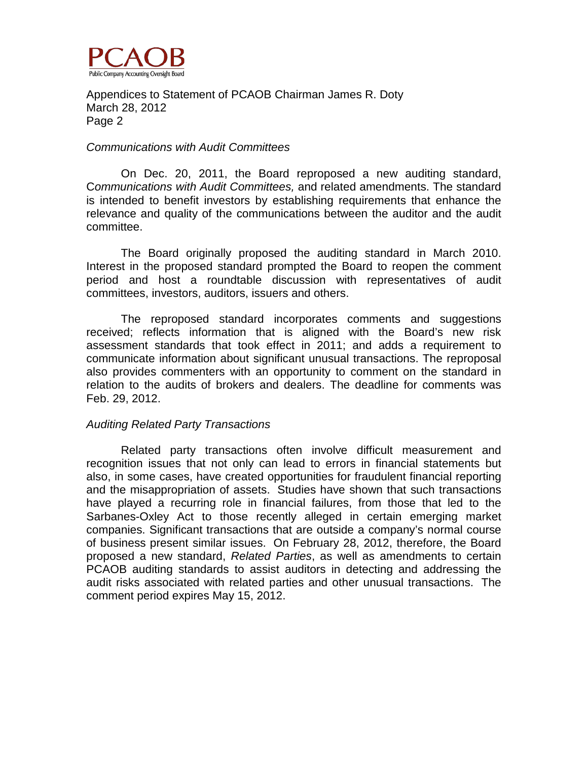### *Communications with Audit Committees*

On Dec. 20, 2011, the Board reproposed a new auditing standard, C*ommunications with Audit Committees,* and related amendments. The standard is intended to benefit investors by establishing requirements that enhance the relevance and quality of the communications between the auditor and the audit committee.

The Board originally proposed the auditing standard in March 2010. Interest in the proposed standard prompted the Board to reopen the comment period and host a roundtable discussion with representatives of audit committees, investors, auditors, issuers and others.

The reproposed standard incorporates comments and suggestions received; reflects information that is aligned with the Board's new risk assessment standards that took effect in 2011; and adds a requirement to communicate information about significant unusual transactions. The reproposal also provides commenters with an opportunity to comment on the standard in relation to the audits of brokers and dealers. The deadline for comments was Feb. 29, 2012.

### *Auditing Related Party Transactions*

Related party transactions often involve difficult measurement and recognition issues that not only can lead to errors in financial statements but also, in some cases, have created opportunities for fraudulent financial reporting and the misappropriation of assets. Studies have shown that such transactions have played a recurring role in financial failures, from those that led to the Sarbanes-Oxley Act to those recently alleged in certain emerging market companies. Significant transactions that are outside a company's normal course of business present similar issues. On February 28, 2012, therefore, the Board proposed a new standard, *Related Parties*, as well as amendments to certain PCAOB auditing standards to assist auditors in detecting and addressing the audit risks associated with related parties and other unusual transactions. The comment period expires May 15, 2012.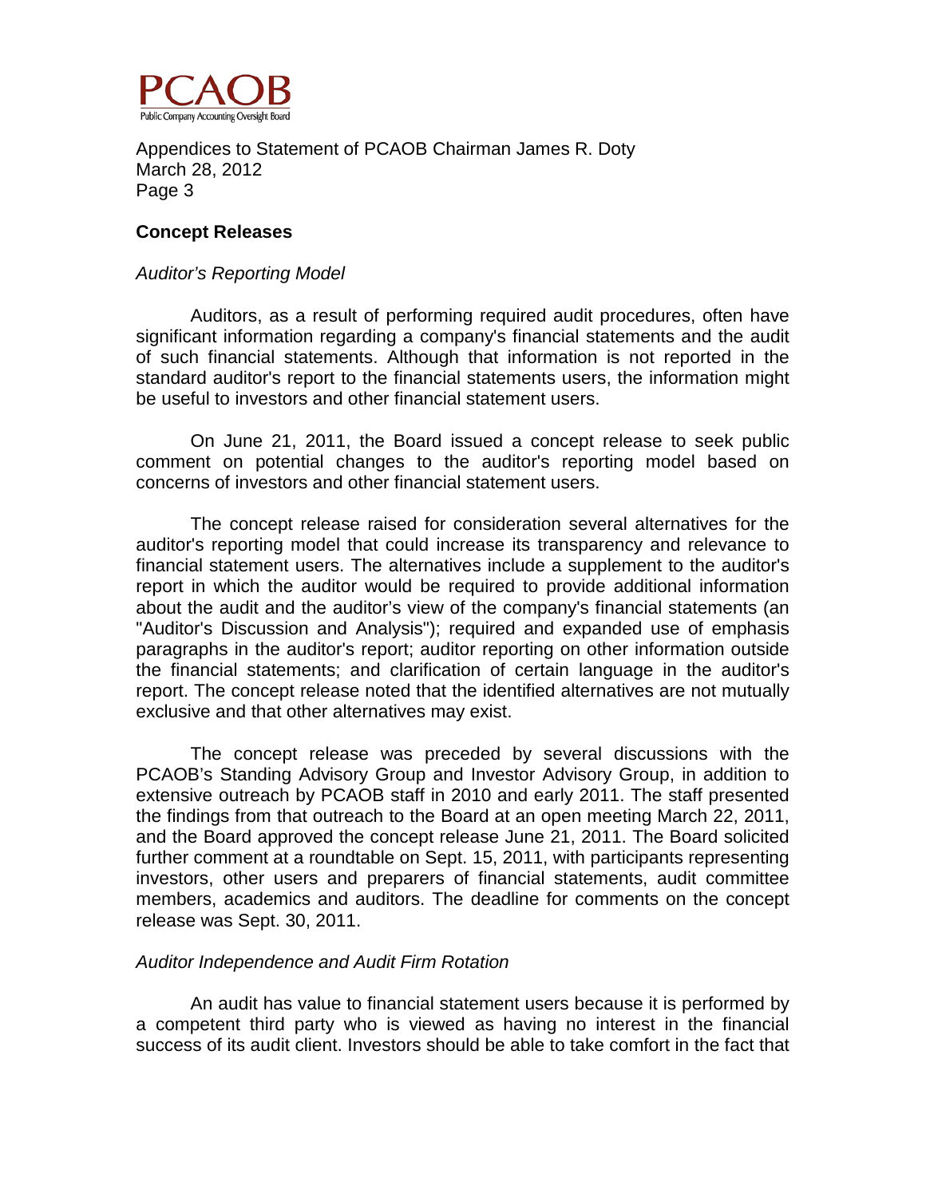## Concept Releases

### *Auditor's Reporting Model*

Auditors, as a result of performing required audit procedures, often have significant information regarding a company's financial statements and the audit of such financial statements. Although that information is not reported in the standard auditor's report to the financial statements users, the information might be useful to investors and other financial statement users.

On June 21, 2011, the Board issued a concept release to seek public comment on potential changes to the auditor's reporting model based on concerns of investors and other financial statement users.

The concept release raised for consideration several alternatives for the auditor's reporting model that could increase its transparency and relevance to financial statement users. The alternatives include a supplement to the auditor's report in which the auditor would be required to provide additional information about the audit and the auditor's view of the company's financial statements (an "Auditor's Discussion and Analysis"); required and expanded use of emphasis paragraphs in the auditor's report; auditor reporting on other information outside the financial statements; and clarification of certain language in the auditor's report. The concept release noted that the identified alternatives are not mutually exclusive and that other alternatives may exist.

The concept release was preceded by several discussions with the PCAOB's Standing Advisory Group and Investor Advisory Group, in addition to extensive outreach by PCAOB staff in 2010 and early 2011. The staff presented the findings from that outreach to the Board at an open meeting March 22, 2011, and the Board approved the concept release June 21, 2011. The Board solicited further comment at a roundtable on Sept. 15, 2011, with participants representing investors, other users and preparers of financial statements, audit committee members, academics and auditors. The deadline for comments on the concept release was Sept. 30, 2011.

### *Auditor Independence and Audit Firm Rotation*

An audit has value to financial statement users because it is performed by a competent third party who is viewed as having no interest in the financial success of its audit client. Investors should be able to take comfort in the fact that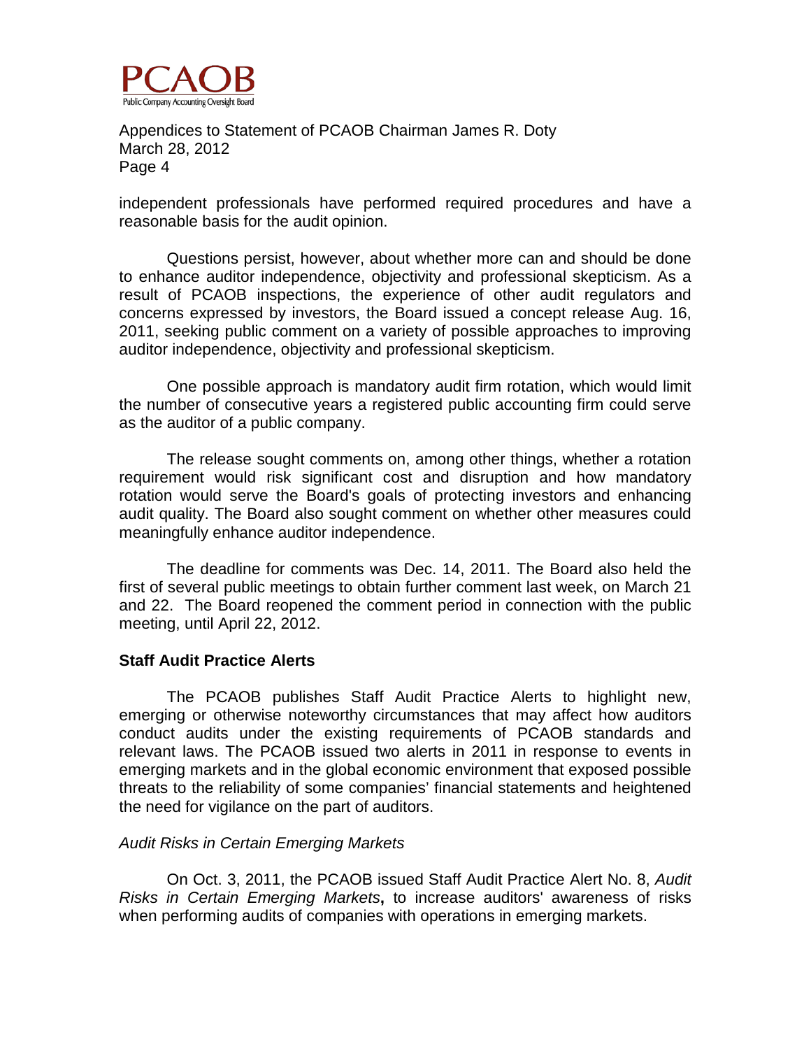independent professionals have performed required procedures and have a reasonable basis for the audit opinion.

Questions persist, however, about whether more can and should be done to enhance auditor independence, objectivity and professional skepticism. As a result of PCAOB inspections, the experience of other audit regulators and concerns expressed by investors, the Board issued a concept release Aug. 16, 2011, seeking public comment on a variety of possible approaches to improving auditor independence, objectivity and professional skepticism.

One possible approach is mandatory audit firm rotation, which would limit the number of consecutive years a registered public accounting firm could serve as the auditor of a public company.

The release sought comments on, among other things, whether a rotation requirement would risk significant cost and disruption and how mandatory rotation would serve the Board's goals of protecting investors and enhancing audit quality. The Board also sought comment on whether other measures could meaningfully enhance auditor independence.

The deadline for comments was Dec. 14, 2011. The Board also held the first of several public meetings to obtain further comment last week, on March 21 and 22. The Board reopened the comment period in connection with the public meeting, until April 22, 2012.

**Staff Audit Practice Alerts**

The PCAOB publishes Staff Audit Practice Alerts to highlight new, emerging or otherwise noteworthy circumstances that may affect how auditors conduct audits under the existing requirements of PCAOB standards and relevant laws. The PCAOB issued two alerts in 2011 in response to events in emerging markets and in the global economic environment that exposed possible threats to the reliability of some companies' financial statements and heightened the need for vigilance on the part of auditors.

*Audit Risks in Certain Emerging Markets*

On Oct. 3, 2011, the PCAOB issued Staff Audit Practice Alert No. 8, *Audit Risks in Certain Emerging Markets*, to increase auditors' awareness of risks when performing audits of companies with operations in emerging markets.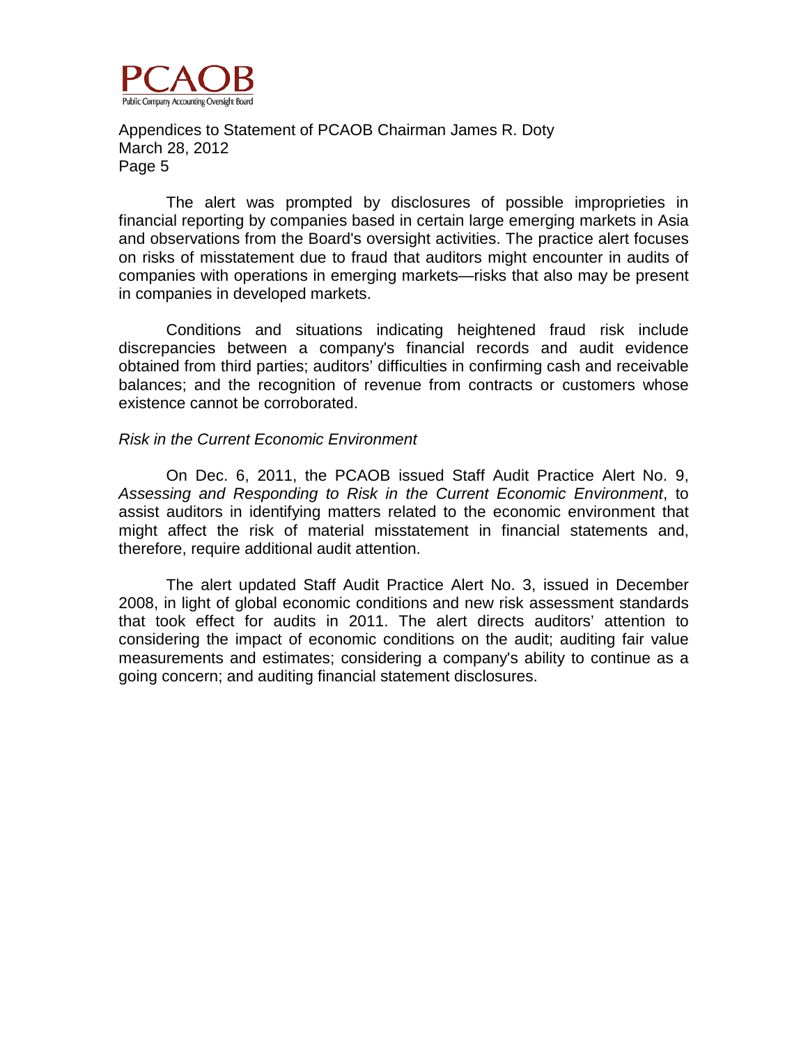The alert was prompted by disclosures of possible improprieties in financial reporting by companies based in certain large emerging markets in Asia and observations from the Board's oversight activities. The practice alert focuses on risks of misstatement due to fraud that auditors might encounter in audits of companies with operations in emerging markets—risks that also may be present in companies in developed markets.

Conditions and situations indicating heightened fraud risk include discrepancies between a company's financial records and audit evidence obtained from third parties; auditors' difficulties in confirming cash and receivable balances; and the recognition of revenue from contracts or customers whose existence cannot be corroborated.

*Risk in the Current Economic Environment*

On Dec. 6, 2011, the PCAOB issued Staff Audit Practice Alert No. 9, *Assessing and Responding to Risk in the Current Economic Environment*, to assist auditors in identifying matters related to the economic environment that might affect the risk of material misstatement in financial statements and, therefore, require additional audit attention.

The alert updated Staff Audit Practice Alert No. 3, issued in December 2008, in light of global economic conditions and new risk assessment standards that took effect for audits in 2011. The alert directs auditors' attention to considering the impact of economic conditions on the audit; auditing fair value measurements and estimates; considering a company's ability to continue as a going concern; and auditing financial statement disclosures.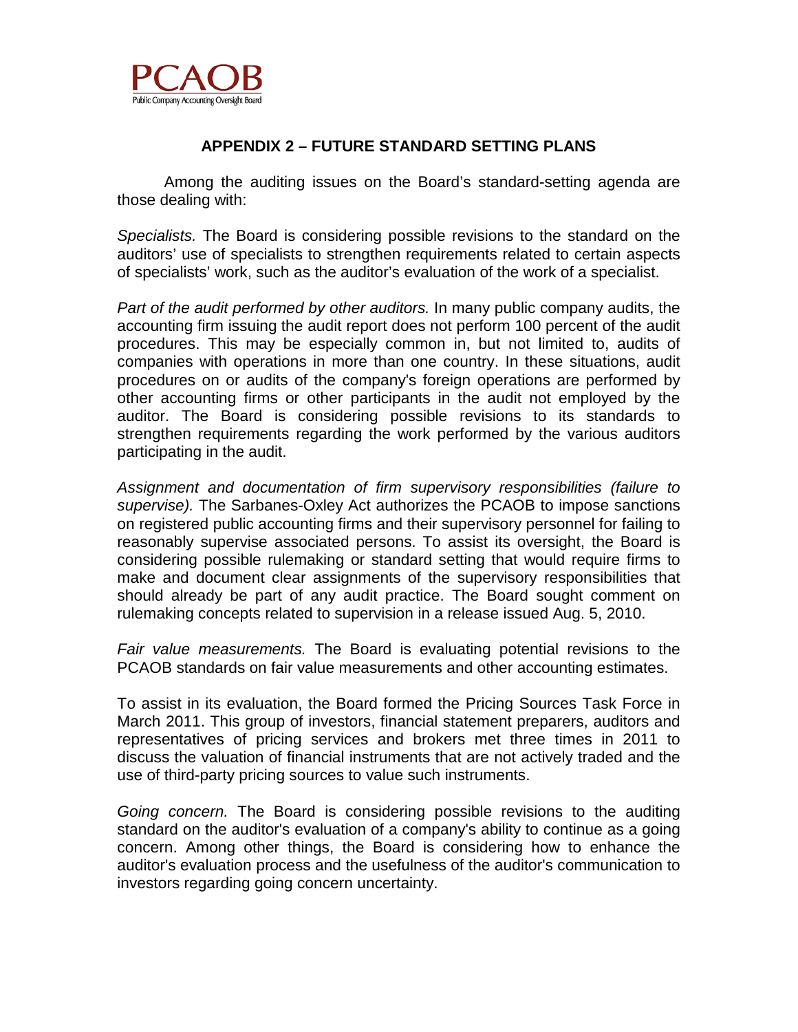## APPENDIX 2 – FUTURE STANDARD SETTING PLANS

Among the auditing issues on the Board's standard-setting agenda are those dealing with:

*Specialists.* The Board is considering possible revisions to the standard on the auditors' use of specialists to strengthen requirements related to certain aspects of specialists' work, such as the auditor's evaluation of the work of a specialist.

*Part of the audit performed by other auditors.* In many public company audits, the accounting firm issuing the audit report does not perform 100 percent of the audit procedures. This may be especially common in, but not limited to, audits of companies with operations in more than one country. In these situations, audit procedures on or audits of the company's foreign operations are performed by other accounting firms or other participants in the audit not employed by the auditor. The Board is considering possible revisions to its standards to strengthen requirements regarding the work performed by the various auditors participating in the audit.

*Assignment and documentation of firm supervisory responsibilities (failure to supervise).* The Sarbanes-Oxley Act authorizes the PCAOB to impose sanctions on registered public accounting firms and their supervisory personnel for failing to reasonably supervise associated persons. To assist its oversight, the Board is considering possible rulemaking or standard setting that would require firms to make and document clear assignments of the supervisory responsibilities that should already be part of any audit practice. The Board sought comment on rulemaking concepts related to supervision in a release issued Aug. 5, 2010.

*Fair value measurements.* The Board is evaluating potential revisions to the PCAOB standards on fair value measurements and other accounting estimates.

To assist in its evaluation, the Board formed the Pricing Sources Task Force in March 2011. This group of investors, financial statement preparers, auditors and representatives of pricing services and brokers met three times in 2011 to discuss the valuation of financial instruments that are not actively traded and the use of third-party pricing sources to value such instruments.

*Going concern.* The Board is considering possible revisions to the auditing standard on the auditor's evaluation of a company's ability to continue as a going concern. Among other things, the Board is considering how to enhance the auditor's evaluation process and the usefulness of the auditor's communication to investors regarding going concern uncertainty.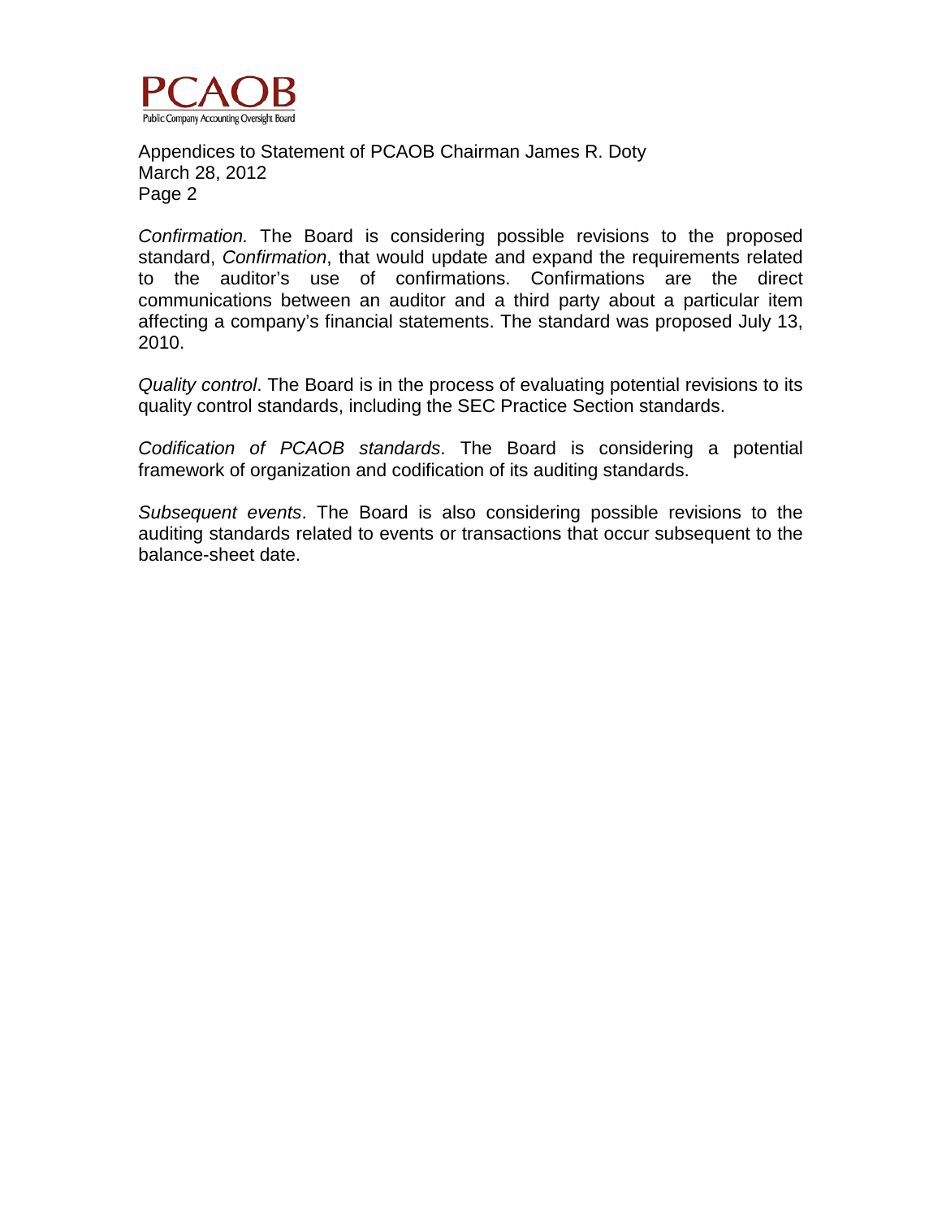*Confirmation.* The Board is considering possible revisions to the proposed standard, *Confirmation*, that would update and expand the requirements related to the auditor's use of confirmations. Confirmations are the direct communications between an auditor and a third party about a particular item affecting a company's financial statements. The standard was proposed July 13, 2010.

*Quality control*. The Board is in the process of evaluating potential revisions to its quality control standards, including the SEC Practice Section standards.

*Codification of PCAOB standards*. The Board is considering a potential framework of organization and codification of its auditing standards.

*Subsequent events*. The Board is also considering possible revisions to the auditing standards related to events or transactions that occur subsequent to the balance-sheet date.